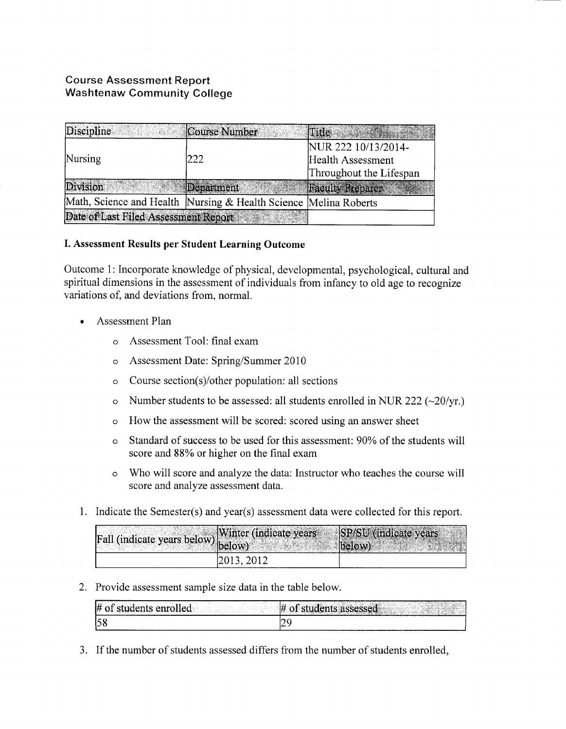# Course Assessment Report
## Washtenaw Community College

| Discipline | Course Number | Title |
|---|---|---|
| Nursing | 222 | NUR 222 10/13/2014- Health Assessment Throughout the Lifespan |
| Division | Department | Faculty Preparer |
| Math, Science and Health | Nursing & Health Science | Melina Roberts |
| Date of Last Filed Assessment Report | | |

### I. Assessment Results per Student Learning Outcome

Outcome 1: Incorporate knowledge of physical, developmental, psychological, cultural and spiritual dimensions in the assessment of individuals from infancy to old age to recognize variations of, and deviations from, normal.

- Assessment Plan
  - Assessment Tool: final exam
  - Assessment Date: Spring/Summer 2010
  - Course section(s)/other population: all sections
  - Number students to be assessed: all students enrolled in NUR 222 (~20/yr.)
  - How the assessment will be scored: scored using an answer sheet
  - Standard of success to be used for this assessment: 90% of the students will score and 88% or higher on the final exam
  - Who will score and analyze the data: Instructor who teaches the course will score and analyze assessment data.

1. Indicate the Semester(s) and year(s) assessment data were collected for this report.

| Fall (indicate years below) | Winter (indicate years below) | SP/SU (indicate years below) |
|---|---|---|
| | 2013, 2012 | |

2. Provide assessment sample size data in the table below.

| # of students enrolled | # of students assessed |
|---|---|
| 58 | 29 |

3. If the number of students assessed differs from the number of students enrolled,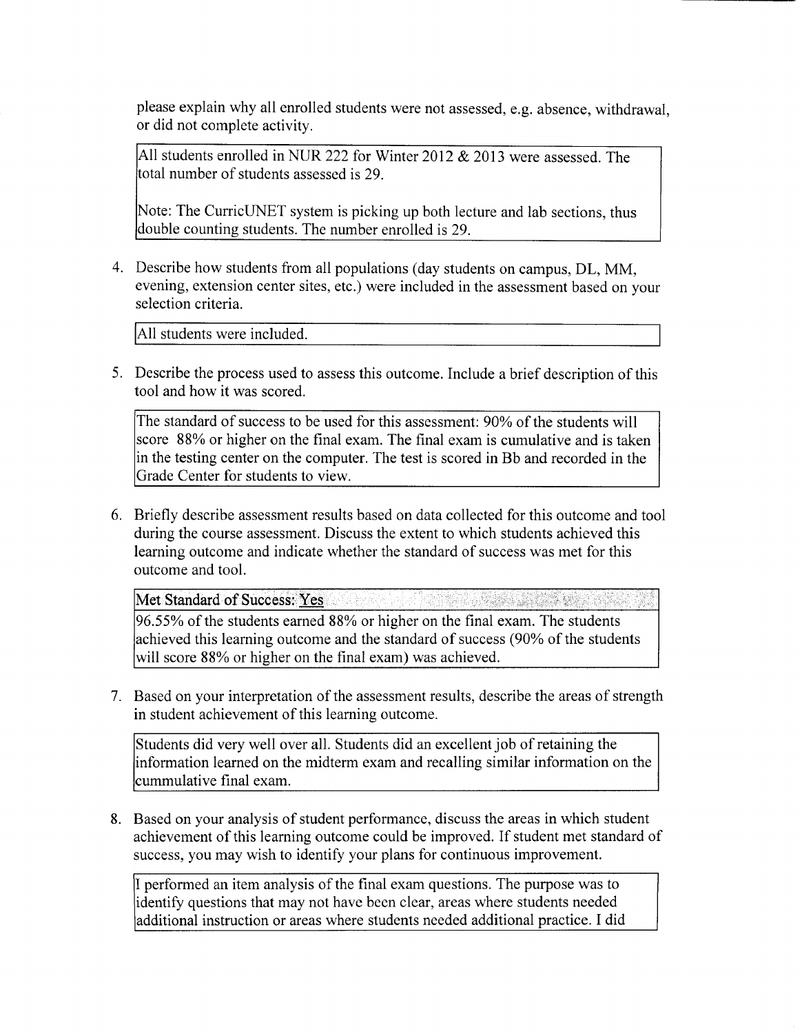please explain why all enrolled students were not assessed, e.g. absence, withdrawal, or did not complete activity.

> All students enrolled in NUR 222 for Winter 2012 & 2013 were assessed. The total number of students assessed is 29.
>
> Note: The CurricUNET system is picking up both lecture and lab sections, thus double counting students. The number enrolled is 29.

4. Describe how students from all populations (day students on campus, DL, MM, evening, extension center sites, etc.) were included in the assessment based on your selection criteria.

> All students were included.

5. Describe the process used to assess this outcome. Include a brief description of this tool and how it was scored.

> The standard of success to be used for this assessment: 90% of the students will score 88% or higher on the final exam. The final exam is cumulative and is taken in the testing center on the computer. The test is scored in Bb and recorded in the Grade Center for students to view.

6. Briefly describe assessment results based on data collected for this outcome and tool during the course assessment. Discuss the extent to which students achieved this learning outcome and indicate whether the standard of success was met for this outcome and tool.

> Met Standard of Success: Yes
>
> 96.55% of the students earned 88% or higher on the final exam. The students achieved this learning outcome and the standard of success (90% of the students will score 88% or higher on the final exam) was achieved.

7. Based on your interpretation of the assessment results, describe the areas of strength in student achievement of this learning outcome.

> Students did very well over all. Students did an excellent job of retaining the information learned on the midterm exam and recalling similar information on the cummulative final exam.

8. Based on your analysis of student performance, discuss the areas in which student achievement of this learning outcome could be improved. If student met standard of success, you may wish to identify your plans for continuous improvement.

> I performed an item analysis of the final exam questions. The purpose was to identify questions that may not have been clear, areas where students needed additional instruction or areas where students needed additional practice. I did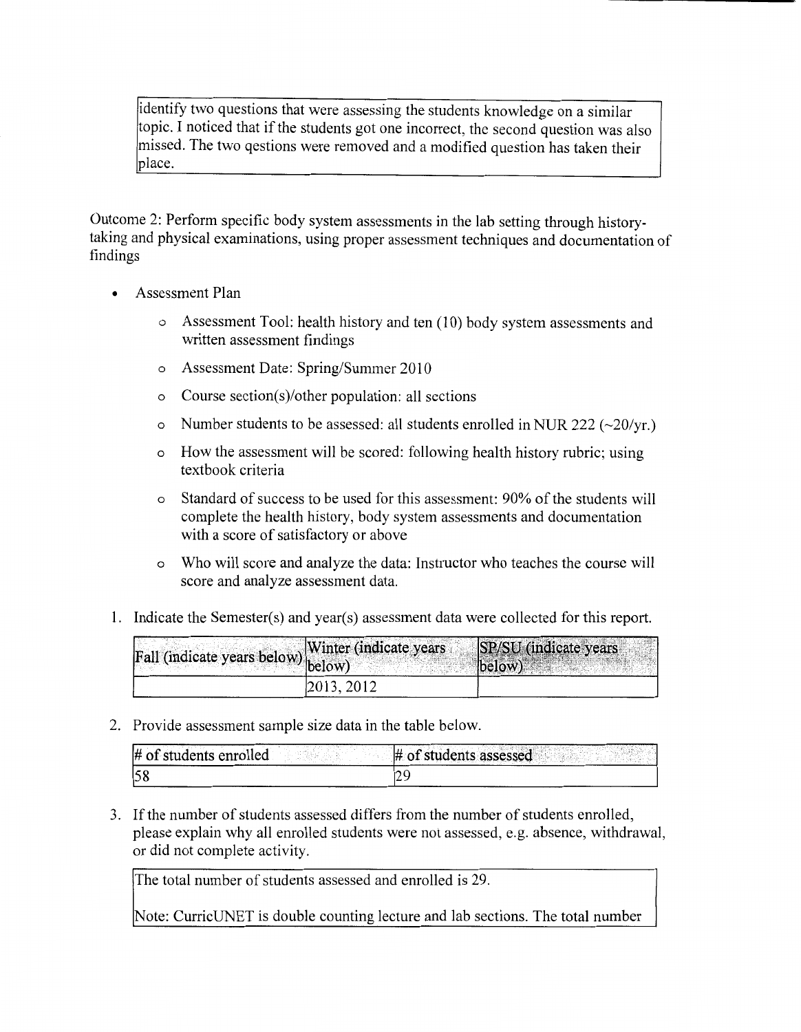identify two questions that were assessing the students knowledge on a similar topic. I noticed that if the students got one incorrect, the second question was also missed. The two qestions were removed and a modified question has taken their place.

Outcome 2: Perform specific body system assessments in the lab setting through history-taking and physical examinations, using proper assessment techniques and documentation of findings

- Assessment Plan
    - Assessment Tool: health history and ten (10) body system assessments and written assessment findings
    - Assessment Date: Spring/Summer 2010
    - Course section(s)/other population: all sections
    - Number students to be assessed: all students enrolled in NUR 222 (~20/yr.)
    - How the assessment will be scored: following health history rubric; using textbook criteria
    - Standard of success to be used for this assessment: 90% of the students will complete the health history, body system assessments and documentation with a score of satisfactory or above
    - Who will score and analyze the data: Instructor who teaches the course will score and analyze assessment data.

1. Indicate the Semester(s) and year(s) assessment data were collected for this report.

| Fall (indicate years below) | Winter (indicate years below) | SP/SU (indicate years below) |
|---|---|---|
| | 2013, 2012 | |

2. Provide assessment sample size data in the table below.

| # of students enrolled | # of students assessed |
|---|---|
| 58 | 29 |

3. If the number of students assessed differs from the number of students enrolled, please explain why all enrolled students were not assessed, e.g. absence, withdrawal, or did not complete activity.

The total number of students assessed and enrolled is 29.

Note: CurricUNET is double counting lecture and lab sections. The total number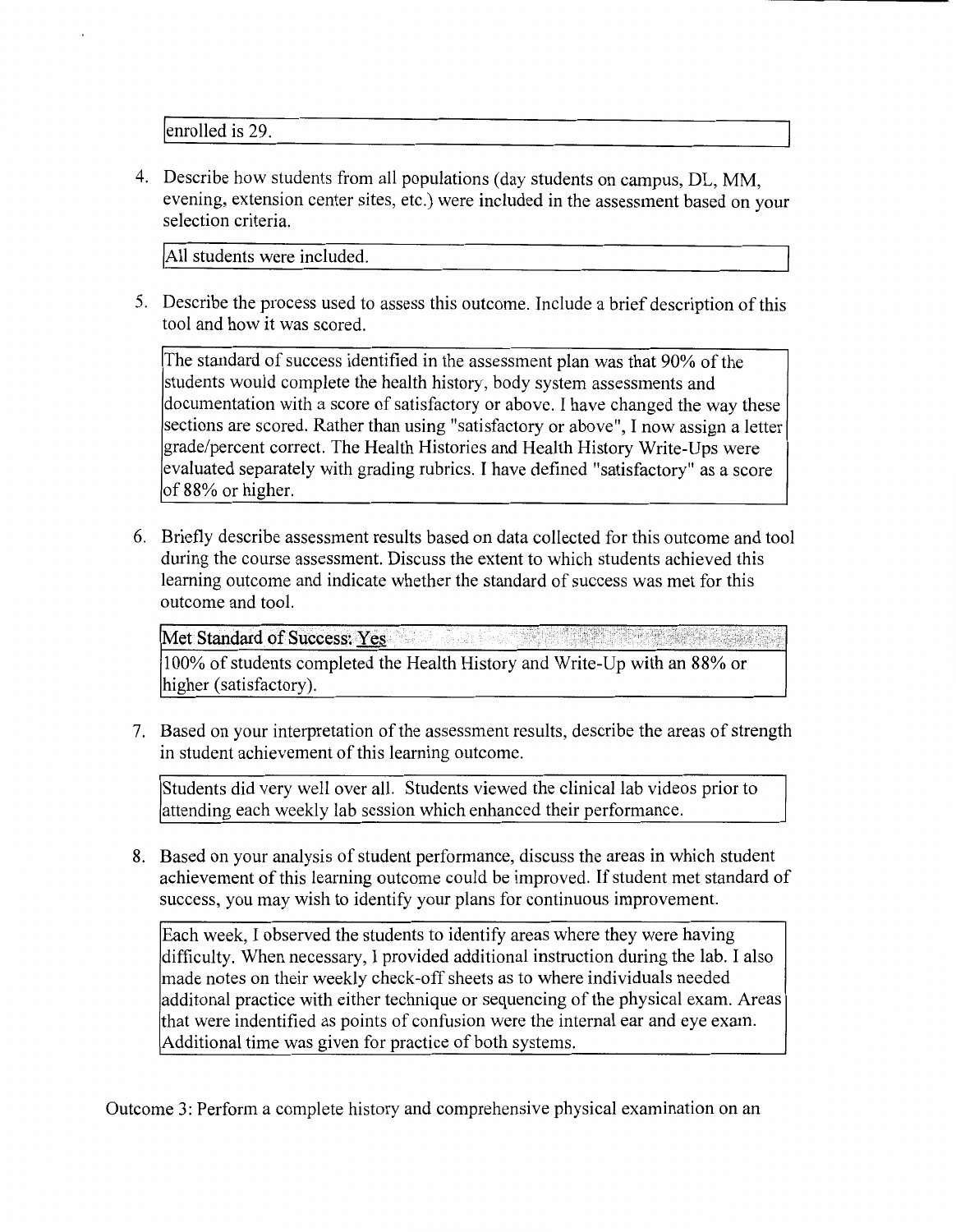enrolled is 29.

4. Describe how students from all populations (day students on campus, DL, MM, evening, extension center sites, etc.) were included in the assessment based on your selection criteria.

   All students were included.

5. Describe the process used to assess this outcome. Include a brief description of this tool and how it was scored.

   The standard of success identified in the assessment plan was that 90% of the students would complete the health history, body system assessments and documentation with a score of satisfactory or above. I have changed the way these sections are scored. Rather than using "satisfactory or above", I now assign a letter grade/percent correct. The Health Histories and Health History Write-Ups were evaluated separately with grading rubrics. I have defined "satisfactory" as a score of 88% or higher.

6. Briefly describe assessment results based on data collected for this outcome and tool during the course assessment. Discuss the extent to which students achieved this learning outcome and indicate whether the standard of success was met for this outcome and tool.

   Met Standard of Success: Yes

   100% of students completed the Health History and Write-Up with an 88% or higher (satisfactory).

7. Based on your interpretation of the assessment results, describe the areas of strength in student achievement of this learning outcome.

   Students did very well over all. Students viewed the clinical lab videos prior to attending each weekly lab session which enhanced their performance.

8. Based on your analysis of student performance, discuss the areas in which student achievement of this learning outcome could be improved. If student met standard of success, you may wish to identify your plans for continuous improvement.

   Each week, I observed the students to identify areas where they were having difficulty. When necessary, I provided additional instruction during the lab. I also made notes on their weekly check-off sheets as to where individuals needed additonal practice with either technique or sequencing of the physical exam. Areas that were indentified as points of confusion were the internal ear and eye exam. Additional time was given for practice of both systems.

Outcome 3: Perform a complete history and comprehensive physical examination on an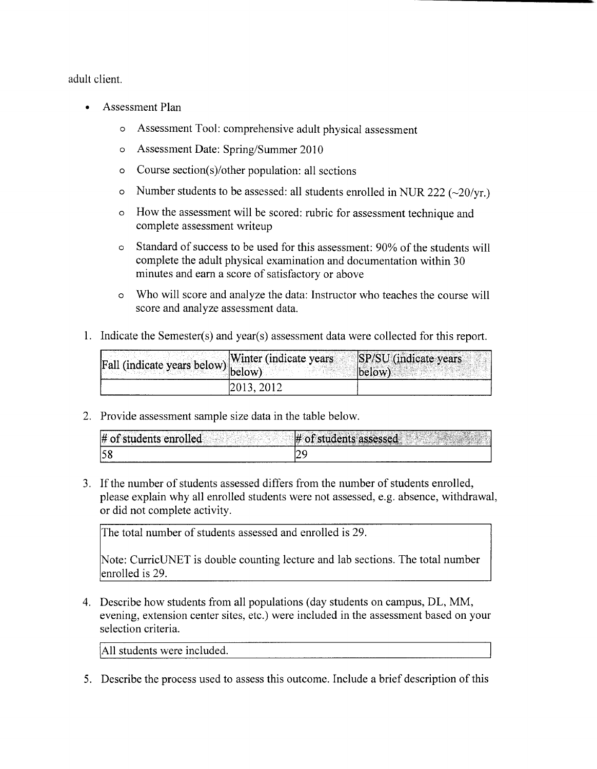adult client.

- Assessment Plan
  - Assessment Tool: comprehensive adult physical assessment
  - Assessment Date: Spring/Summer 2010
  - Course section(s)/other population: all sections
  - Number students to be assessed: all students enrolled in NUR 222 (~20/yr.)
  - How the assessment will be scored: rubric for assessment technique and complete assessment writeup
  - Standard of success to be used for this assessment: 90% of the students will complete the adult physical examination and documentation within 30 minutes and earn a score of satisfactory or above
  - Who will score and analyze the data: Instructor who teaches the course will score and analyze assessment data.

1. Indicate the Semester(s) and year(s) assessment data were collected for this report.

| Fall (indicate years below) | Winter (indicate years below) | SP/SU (indicate years below) |
|---|---|---|
| | 2013, 2012 | |

2. Provide assessment sample size data in the table below.

| # of students enrolled | # of students assessed |
|---|---|
| 58 | 29 |

3. If the number of students assessed differs from the number of students enrolled, please explain why all enrolled students were not assessed, e.g. absence, withdrawal, or did not complete activity.

   The total number of students assessed and enrolled is 29.

   Note: CurricUNET is double counting lecture and lab sections. The total number enrolled is 29.

4. Describe how students from all populations (day students on campus, DL, MM, evening, extension center sites, etc.) were included in the assessment based on your selection criteria.

   All students were included.

5. Describe the process used to assess this outcome. Include a brief description of this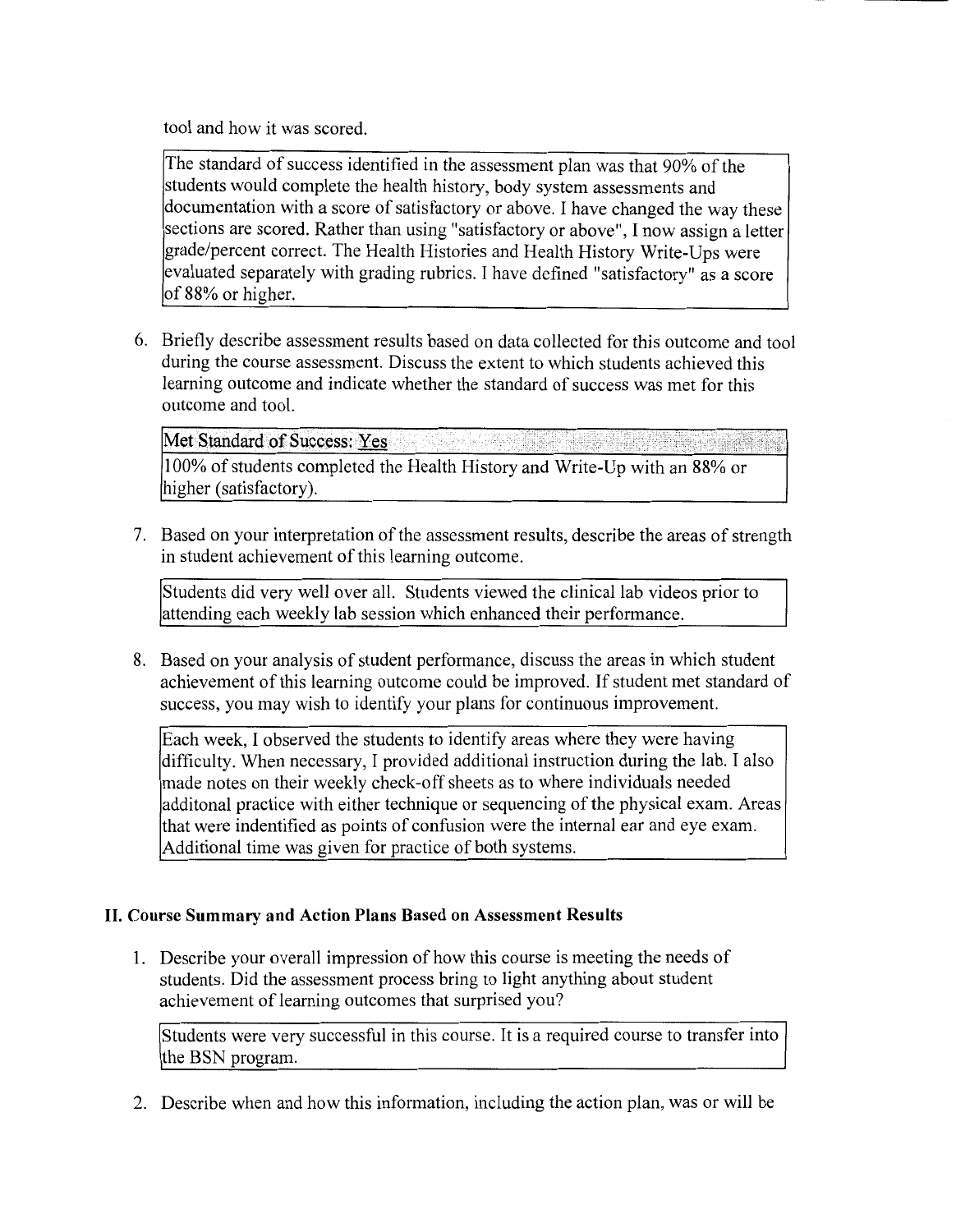tool and how it was scored.

> The standard of success identified in the assessment plan was that 90% of the students would complete the health history, body system assessments and documentation with a score of satisfactory or above. I have changed the way these sections are scored. Rather than using "satisfactory or above", I now assign a letter grade/percent correct. The Health Histories and Health History Write-Ups were evaluated separately with grading rubrics. I have defined "satisfactory" as a score of 88% or higher.

6. Briefly describe assessment results based on data collected for this outcome and tool during the course assessment. Discuss the extent to which students achieved this learning outcome and indicate whether the standard of success was met for this outcome and tool.

> Met Standard of Success: Yes
>
> 100% of students completed the Health History and Write-Up with an 88% or higher (satisfactory).

7. Based on your interpretation of the assessment results, describe the areas of strength in student achievement of this learning outcome.

> Students did very well over all. Students viewed the clinical lab videos prior to attending each weekly lab session which enhanced their performance.

8. Based on your analysis of student performance, discuss the areas in which student achievement of this learning outcome could be improved. If student met standard of success, you may wish to identify your plans for continuous improvement.

> Each week, I observed the students to identify areas where they were having difficulty. When necessary, I provided additional instruction during the lab. I also made notes on their weekly check-off sheets as to where individuals needed additonal practice with either technique or sequencing of the physical exam. Areas that were indentified as points of confusion were the internal ear and eye exam. Additional time was given for practice of both systems.

## II. Course Summary and Action Plans Based on Assessment Results

1. Describe your overall impression of how this course is meeting the needs of students. Did the assessment process bring to light anything about student achievement of learning outcomes that surprised you?

> Students were very successful in this course. It is a required course to transfer into the BSN program.

2. Describe when and how this information, including the action plan, was or will be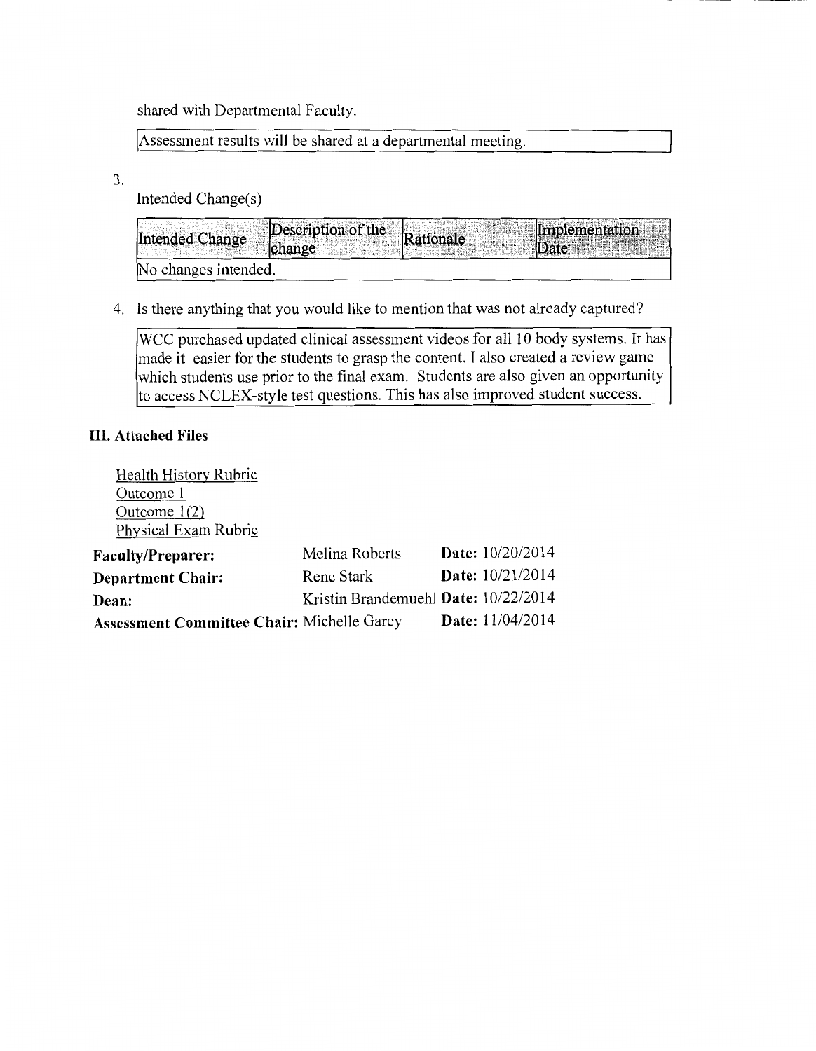shared with Departmental Faculty.

Assessment results will be shared at a departmental meeting.

3.

Intended Change(s)

| Intended Change | Description of the change | Rationale | Implementation Date |
| --- | --- | --- | --- |
| No changes intended. | | | |

4. Is there anything that you would like to mention that was not already captured?

WCC purchased updated clinical assessment videos for all 10 body systems. It has made it easier for the students to grasp the content. I also created a review game which students use prior to the final exam. Students are also given an opportunity to access NCLEX-style test questions. This has also improved student success.

## III. Attached Files

Health History Rubric
Outcome 1
Outcome 1(2)
Physical Exam Rubric

| | | |
| --- | --- | --- |
| **Faculty/Preparer:** | Melina Roberts | **Date:** 10/20/2014 |
| **Department Chair:** | Rene Stark | **Date:** 10/21/2014 |
| **Dean:** | Kristin Brandemuehl | **Date:** 10/22/2014 |
| **Assessment Committee Chair:** | Michelle Garey | **Date:** 11/04/2014 |